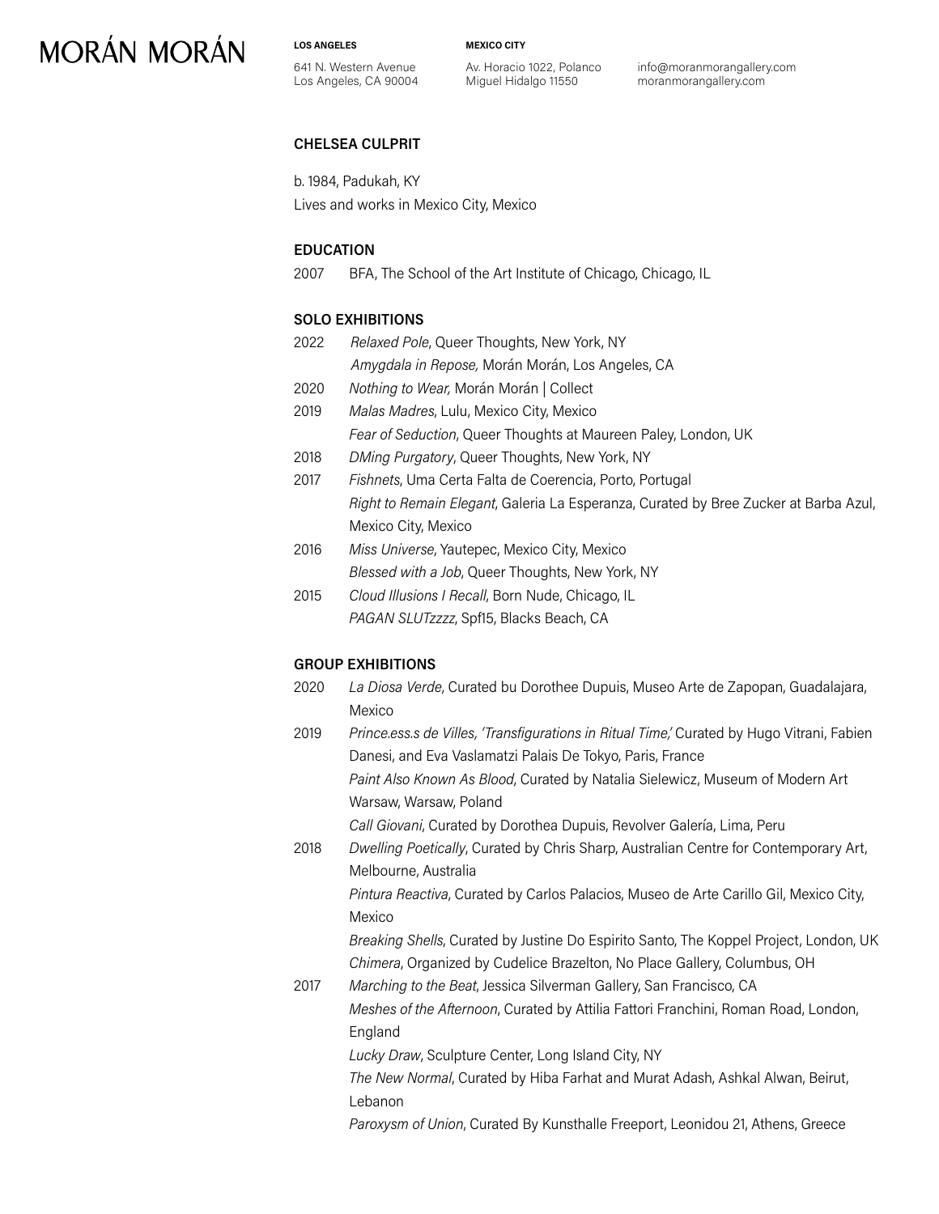# MORÁN MORÁN

**LOS ANGELES**
641 N. Western Avenue
Los Angeles, CA 90004

**MEXICO CITY**
Av. Horacio 1022, Polanco
Miguel Hidalgo 11550

info@moranmorangallery.com
moranmorangallery.com

## CHELSEA CULPRIT

b. 1984, Padukah, KY
Lives and works in Mexico City, Mexico

### EDUCATION

2007 BFA, The School of the Art Institute of Chicago, Chicago, IL

### SOLO EXHIBITIONS

2022 *Relaxed Pole*, Queer Thoughts, New York, NY
*Amygdala in Repose,* Morán Morán, Los Angeles, CA
2020 *Nothing to Wear,* Morán Morán | Collect
2019 *Malas Madres*, Lulu, Mexico City, Mexico
*Fear of Seduction*, Queer Thoughts at Maureen Paley, London, UK
2018 *DMing Purgatory*, Queer Thoughts, New York, NY
2017 *Fishnets*, Uma Certa Falta de Coerencia, Porto, Portugal
*Right to Remain Elegant*, Galeria La Esperanza, Curated by Bree Zucker at Barba Azul, Mexico City, Mexico
2016 *Miss Universe*, Yautepec, Mexico City, Mexico
*Blessed with a Job*, Queer Thoughts, New York, NY
2015 *Cloud Illusions I Recall*, Born Nude, Chicago, IL
*PAGAN SLUTzzzz*, Spf15, Blacks Beach, CA

### GROUP EXHIBITIONS

2020 *La Diosa Verde*, Curated bu Dorothee Dupuis, Museo Arte de Zapopan, Guadalajara, Mexico
2019 *Prince.ess.s de Villes, 'Transfigurations in Ritual Time,'* Curated by Hugo Vitrani, Fabien Danesi, and Eva Vaslamatzi Palais De Tokyo, Paris, France
*Paint Also Known As Blood*, Curated by Natalia Sielewicz, Museum of Modern Art Warsaw, Warsaw, Poland
*Call Giovani*, Curated by Dorothea Dupuis, Revolver Galería, Lima, Peru
2018 *Dwelling Poetically*, Curated by Chris Sharp, Australian Centre for Contemporary Art, Melbourne, Australia
*Pintura Reactiva*, Curated by Carlos Palacios, Museo de Arte Carillo Gil, Mexico City, Mexico
*Breaking Shells*, Curated by Justine Do Espirito Santo, The Koppel Project, London, UK
*Chimera*, Organized by Cudelice Brazelton, No Place Gallery, Columbus, OH
2017 *Marching to the Beat*, Jessica Silverman Gallery, San Francisco, CA
*Meshes of the Afternoon*, Curated by Attilia Fattori Franchini, Roman Road, London, England
*Lucky Draw*, Sculpture Center, Long Island City, NY
*The New Normal*, Curated by Hiba Farhat and Murat Adash, Ashkal Alwan, Beirut, Lebanon
*Paroxysm of Union*, Curated By Kunsthalle Freeport, Leonidou 21, Athens, Greece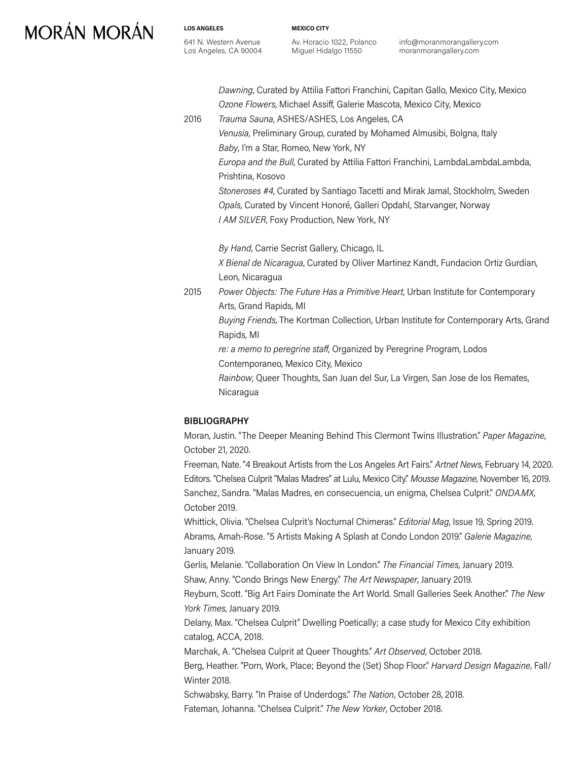*Dawning*, Curated by Attilia Fattori Franchini, Capitan Gallo, Mexico City, Mexico
*Ozone Flowers*, Michael Assiff, Galerie Mascota, Mexico City, Mexico

2016 *Trauma Sauna*, ASHES/ASHES, Los Angeles, CA
*Venusia*, Preliminary Group, curated by Mohamed Almusibi, Bolgna, Italy
*Baby*, I'm a Star, Romeo, New York, NY
*Europa and the Bull*, Curated by Attilia Fattori Franchini, LambdaLambdaLambda, Prishtina, Kosovo
*Stoneroses #4*, Curated by Santiago Tacetti and Mirak Jamal, Stockholm, Sweden
*Opals*, Curated by Vincent Honoré, Galleri Opdahl, Starvanger, Norway
*I AM SILVER*, Foxy Production, New York, NY

*By Hand*, Carrie Secrist Gallery, Chicago, IL
*X Bienal de Nicaragua*, Curated by Oliver Martinez Kandt, Fundacion Ortiz Gurdian, Leon, Nicaragua

2015 *Power Objects: The Future Has a Primitive Heart*, Urban Institute for Contemporary Arts, Grand Rapids, MI
*Buying Friends*, The Kortman Collection, Urban Institute for Contemporary Arts, Grand Rapids, MI
*re: a memo to peregrine staff*, Organized by Peregrine Program, Lodos Contemporaneo, Mexico City, Mexico
*Rainbow*, Queer Thoughts, San Juan del Sur, La Virgen, San Jose de los Remates, Nicaragua

## BIBLIOGRAPHY

Moran, Justin. "The Deeper Meaning Behind This Clermont Twins Illustration." *Paper Magazine*, October 21, 2020.
Freeman, Nate. "4 Breakout Artists from the Los Angeles Art Fairs." *Artnet News*, February 14, 2020.
Editors. "Chelsea Culprit "Malas Madres" at Lulu, Mexico City." *Mousse Magazine*, November 16, 2019.
Sanchez, Sandra. "Malas Madres, en consecuencia, un enigma, Chelsea Culprit." *ONDA.MX*, October 2019.
Whittick, Olivia. "Chelsea Culprit's Nocturnal Chimeras." *Editorial Mag*, Issue 19, Spring 2019.
Abrams, Amah-Rose. "5 Artists Making A Splash at Condo London 2019." *Galerie Magazine*, January 2019.
Gerlis, Melanie. "Collaboration On View In London." *The Financial Times*, January 2019.
Shaw, Anny. "Condo Brings New Energy." *The Art Newspaper*, January 2019.
Reyburn, Scott. "Big Art Fairs Dominate the Art World. Small Galleries Seek Another." *The New York Times*, January 2019.
Delany, Max. "Chelsea Culprit" Dwelling Poetically; a case study for Mexico City exhibition catalog, ACCA, 2018.
Marchak, A. "Chelsea Culprit at Queer Thoughts." *Art Observed*, October 2018.
Berg, Heather. "Porn, Work, Place; Beyond the (Set) Shop Floor." *Harvard Design Magazine*, Fall/ Winter 2018.
Schwabsky, Barry. "In Praise of Underdogs." *The Nation*, October 28, 2018.
Fateman, Johanna. "Chelsea Culprit." *The New Yorker*, October 2018.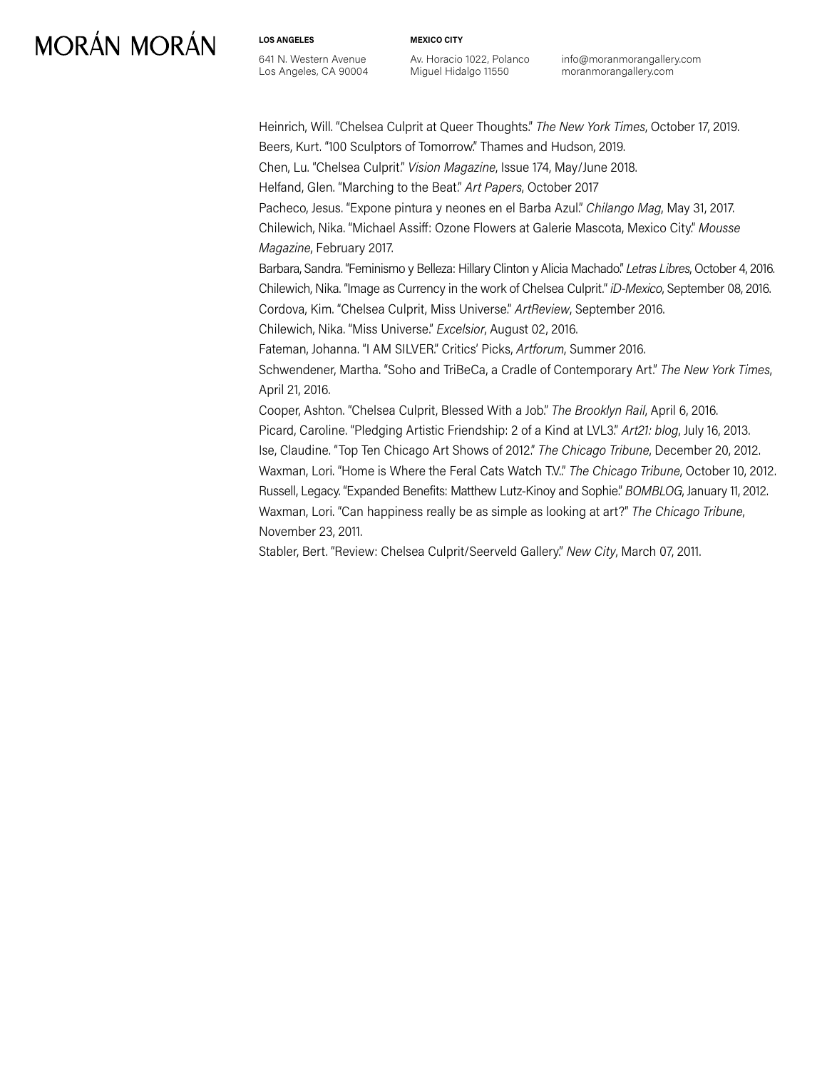Heinrich, Will. "Chelsea Culprit at Queer Thoughts." *The New York Times*, October 17, 2019.

Beers, Kurt. "100 Sculptors of Tomorrow." Thames and Hudson, 2019.

Chen, Lu. "Chelsea Culprit." *Vision Magazine*, Issue 174, May/June 2018.

Helfand, Glen. "Marching to the Beat." *Art Papers*, October 2017

Pacheco, Jesus. "Expone pintura y neones en el Barba Azul." *Chilango Mag*, May 31, 2017.

Chilewich, Nika. "Michael Assiff: Ozone Flowers at Galerie Mascota, Mexico City." *Mousse Magazine*, February 2017.

Barbara, Sandra. "Feminismo y Belleza: Hillary Clinton y Alicia Machado." *Letras Libres*, October 4, 2016.

Chilewich, Nika. "Image as Currency in the work of Chelsea Culprit." *iD-Mexico*, September 08, 2016.

Cordova, Kim. "Chelsea Culprit, Miss Universe." *ArtReview*, September 2016.

Chilewich, Nika. "Miss Universe." *Excelsior*, August 02, 2016.

Fateman, Johanna. "I AM SILVER." Critics' Picks, *Artforum*, Summer 2016.

Schwendener, Martha. "Soho and TriBeCa, a Cradle of Contemporary Art." *The New York Times*, April 21, 2016.

Cooper, Ashton. "Chelsea Culprit, Blessed With a Job." *The Brooklyn Rail*, April 6, 2016.

Picard, Caroline. "Pledging Artistic Friendship: 2 of a Kind at LVL3." *Art21: blog*, July 16, 2013.

Ise, Claudine. "Top Ten Chicago Art Shows of 2012." *The Chicago Tribune*, December 20, 2012.

Waxman, Lori. "Home is Where the Feral Cats Watch T.V.." *The Chicago Tribune*, October 10, 2012.

Russell, Legacy. "Expanded Benefits: Matthew Lutz-Kinoy and Sophie." *BOMBLOG*, January 11, 2012.

Waxman, Lori. "Can happiness really be as simple as looking at art?" *The Chicago Tribune*, November 23, 2011.

Stabler, Bert. "Review: Chelsea Culprit/Seerveld Gallery." *New City*, March 07, 2011.